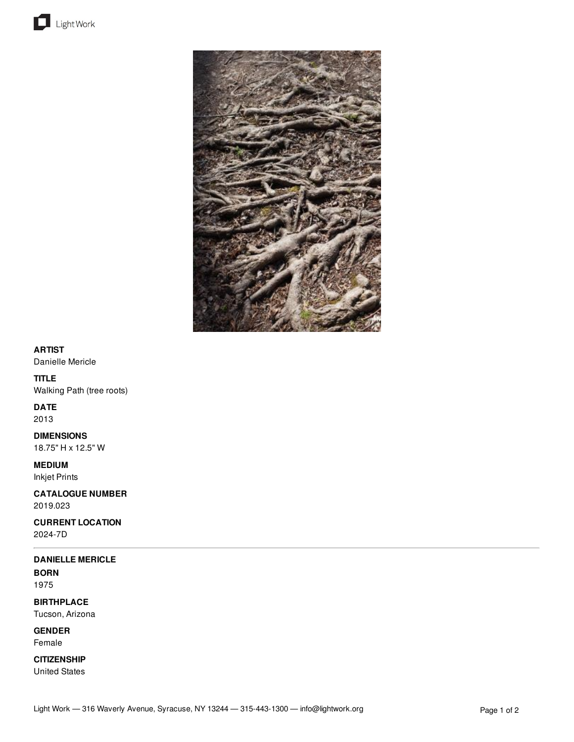**ARTIST**
Danielle Mericle

**TITLE**
Walking Path (tree roots)

**DATE**
2013

**DIMENSIONS**
18.75" H x 12.5" W

**MEDIUM**
Inkjet Prints

**CATALOGUE NUMBER**
2019.023

**CURRENT LOCATION**
2024-7D

---

**DANIELLE MERICLE**

**BORN**
1975

**BIRTHPLACE**
Tucson, Arizona

**GENDER**
Female

**CITIZENSHIP**
United States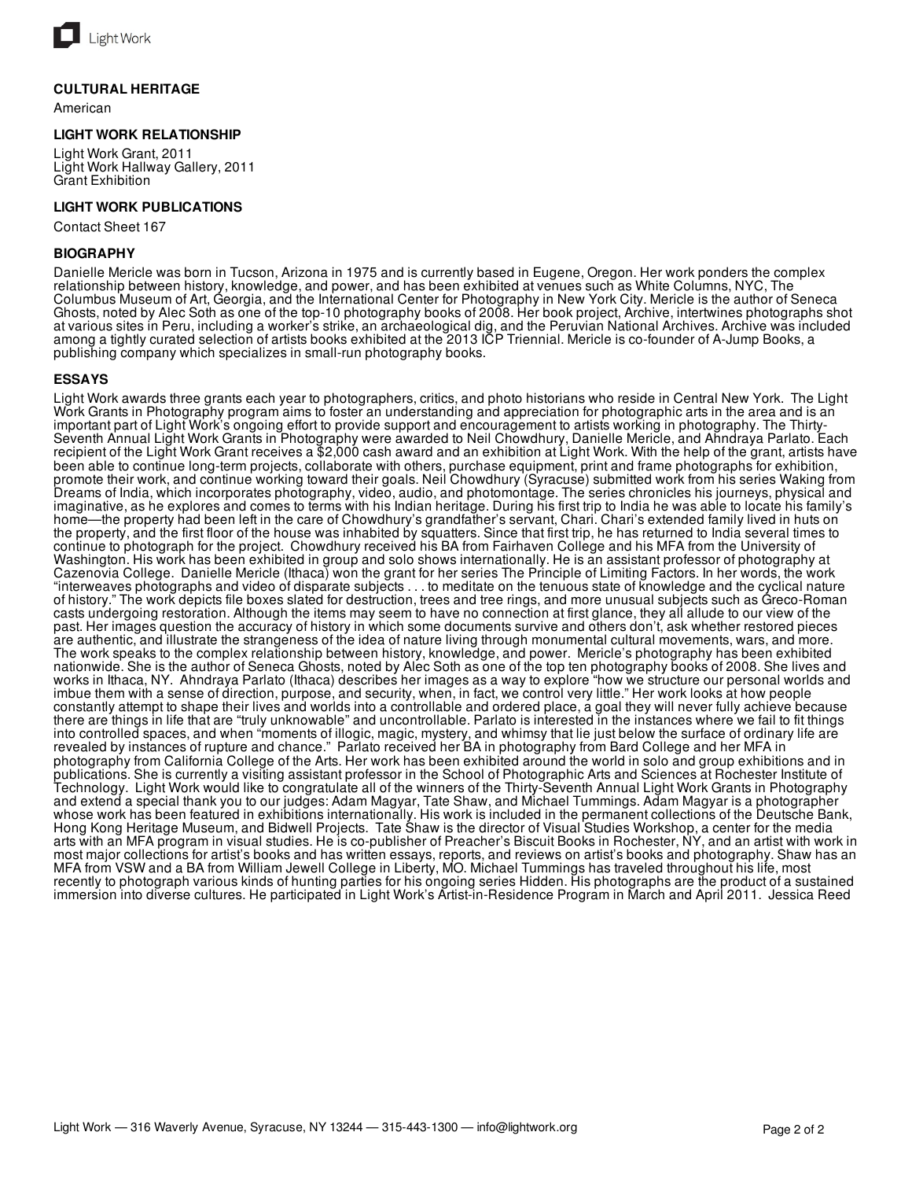## CULTURAL HERITAGE

American

## LIGHT WORK RELATIONSHIP

Light Work Grant, 2011
Light Work Hallway Gallery, 2011
Grant Exhibition

## LIGHT WORK PUBLICATIONS

Contact Sheet 167

## BIOGRAPHY

Danielle Mericle was born in Tucson, Arizona in 1975 and is currently based in Eugene, Oregon. Her work ponders the complex relationship between history, knowledge, and power, and has been exhibited at venues such as White Columns, NYC, The Columbus Museum of Art, Georgia, and the International Center for Photography in New York City. Mericle is the author of Seneca Ghosts, noted by Alec Soth as one of the top-10 photography books of 2008. Her book project, Archive, intertwines photographs shot at various sites in Peru, including a worker's strike, an archaeological dig, and the Peruvian National Archives. Archive was included among a tightly curated selection of artists books exhibited at the 2013 ICP Triennial. Mericle is co-founder of A-Jump Books, a publishing company which specializes in small-run photography books.

## ESSAYS

Light Work awards three grants each year to photographers, critics, and photo historians who reside in Central New York. The Light Work Grants in Photography program aims to foster an understanding and appreciation for photographic arts in the area and is an important part of Light Work's ongoing effort to provide support and encouragement to artists working in photography. The Thirty-Seventh Annual Light Work Grants in Photography were awarded to Neil Chowdhury, Danielle Mericle, and Ahndraya Parlato. Each recipient of the Light Work Grant receives a $2,000 cash award and an exhibition at Light Work. With the help of the grant, artists have been able to continue long-term projects, collaborate with others, purchase equipment, print and frame photographs for exhibition, promote their work, and continue working toward their goals. Neil Chowdhury (Syracuse) submitted work from his series Waking from Dreams of India, which incorporates photography, video, audio, and photomontage. The series chronicles his journeys, physical and imaginative, as he explores and comes to terms with his Indian heritage. During his first trip to India he was able to locate his family's home—the property had been left in the care of Chowdhury's grandfather's servant, Chari. Chari's extended family lived in huts on the property, and the first floor of the house was inhabited by squatters. Since that first trip, he has returned to India several times to continue to photograph for the project. Chowdhury received his BA from Fairhaven College and his MFA from the University of Washington. His work has been exhibited in group and solo shows internationally. He is an assistant professor of photography at Cazenovia College. Danielle Mericle (Ithaca) won the grant for her series The Principle of Limiting Factors. In her words, the work "interweaves photographs and video of disparate subjects . . . to meditate on the tenuous state of knowledge and the cyclical nature of history." The work depicts file boxes slated for destruction, trees and tree rings, and more unusual subjects such as Greco-Roman casts undergoing restoration. Although the items may seem to have no connection at first glance, they all allude to our view of the past. Her images question the accuracy of history in which some documents survive and others don't, ask whether restored pieces are authentic, and illustrate the strangeness of the idea of nature living through monumental cultural movements, wars, and more. The work speaks to the complex relationship between history, knowledge, and power. Mericle's photography has been exhibited nationwide. She is the author of Seneca Ghosts, noted by Alec Soth as one of the top ten photography books of 2008. She lives and works in Ithaca, NY. Ahndraya Parlato (Ithaca) describes her images as a way to explore "how we structure our personal worlds and imbue them with a sense of direction, purpose, and security, when, in fact, we control very little." Her work looks at how people constantly attempt to shape their lives and worlds into a controllable and ordered place, a goal they will never fully achieve because there are things in life that are "truly unknowable" and uncontrollable. Parlato is interested in the instances where we fail to fit things into controlled spaces, and when "moments of illogic, magic, mystery, and whimsy that lie just below the surface of ordinary life are revealed by instances of rupture and chance." Parlato received her BA in photography from Bard College and her MFA in photography from California College of the Arts. Her work has been exhibited around the world in solo and group exhibitions and in publications. She is currently a visiting assistant professor in the School of Photographic Arts and Sciences at Rochester Institute of Technology. Light Work would like to congratulate all of the winners of the Thirty-Seventh Annual Light Work Grants in Photography and extend a special thank you to our judges: Adam Magyar, Tate Shaw, and Michael Tummings. Adam Magyar is a photographer whose work has been featured in exhibitions internationally. His work is included in the permanent collections of the Deutsche Bank, Hong Kong Heritage Museum, and Bidwell Projects. Tate Shaw is the director of Visual Studies Workshop, a center for the media arts with an MFA program in visual studies. He is co-publisher of Preacher's Biscuit Books in Rochester, NY, and an artist with work in most major collections for artist's books and has written essays, reports, and reviews on artist's books and photography. Shaw has an MFA from VSW and a BA from William Jewell College in Liberty, MO. Michael Tummings has traveled throughout his life, most recently to photograph various kinds of hunting parties for his ongoing series Hidden. His photographs are the product of a sustained immersion into diverse cultures. He participated in Light Work's Artist-in-Residence Program in March and April 2011. Jessica Reed